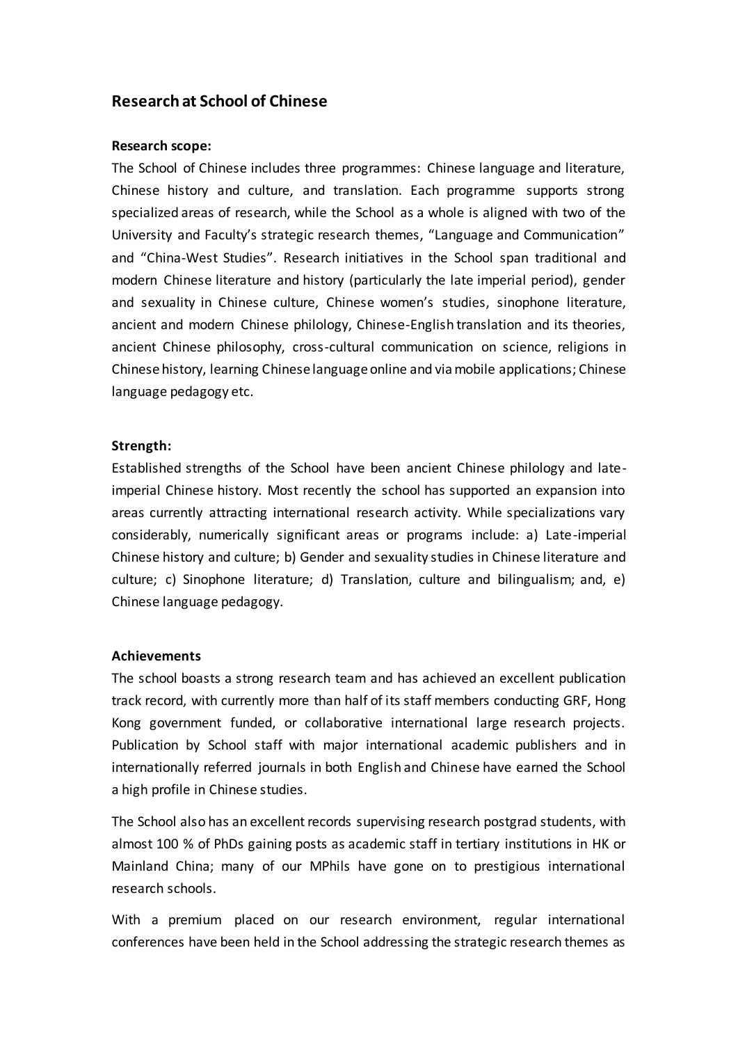## Research at School of Chinese

**Research scope:**

The School of Chinese includes three programmes: Chinese language and literature, Chinese history and culture, and translation. Each programme supports strong specialized areas of research, while the School as a whole is aligned with two of the University and Faculty's strategic research themes, "Language and Communication" and "China-West Studies". Research initiatives in the School span traditional and modern Chinese literature and history (particularly the late imperial period), gender and sexuality in Chinese culture, Chinese women's studies, sinophone literature, ancient and modern Chinese philology, Chinese-English translation and its theories, ancient Chinese philosophy, cross-cultural communication on science, religions in Chinese history, learning Chinese language online and via mobile applications; Chinese language pedagogy etc.

**Strength:**

Established strengths of the School have been ancient Chinese philology and late-imperial Chinese history. Most recently the school has supported an expansion into areas currently attracting international research activity. While specializations vary considerably, numerically significant areas or programs include: a) Late-imperial Chinese history and culture; b) Gender and sexuality studies in Chinese literature and culture; c) Sinophone literature; d) Translation, culture and bilingualism; and, e) Chinese language pedagogy.

**Achievements**

The school boasts a strong research team and has achieved an excellent publication track record, with currently more than half of its staff members conducting GRF, Hong Kong government funded, or collaborative international large research projects. Publication by School staff with major international academic publishers and in internationally referred journals in both English and Chinese have earned the School a high profile in Chinese studies.

The School also has an excellent records supervising research postgrad students, with almost 100 % of PhDs gaining posts as academic staff in tertiary institutions in HK or Mainland China; many of our MPhils have gone on to prestigious international research schools.

With a premium placed on our research environment, regular international conferences have been held in the School addressing the strategic research themes as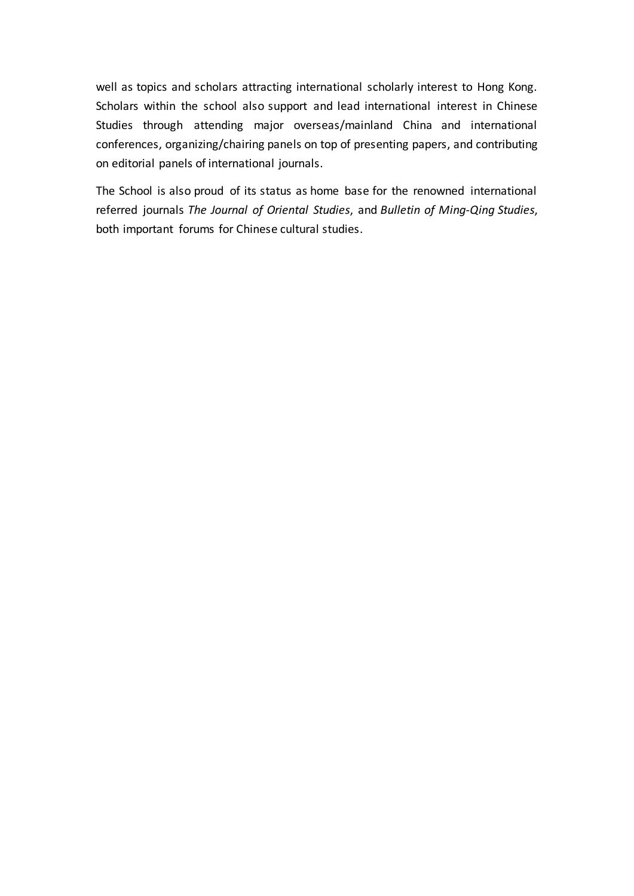well as topics and scholars attracting international scholarly interest to Hong Kong. Scholars within the school also support and lead international interest in Chinese Studies through attending major overseas/mainland China and international conferences, organizing/chairing panels on top of presenting papers, and contributing on editorial panels of international journals.

The School is also proud of its status as home base for the renowned international referred journals *The Journal of Oriental Studies*, and *Bulletin of Ming-Qing Studies*, both important forums for Chinese cultural studies.